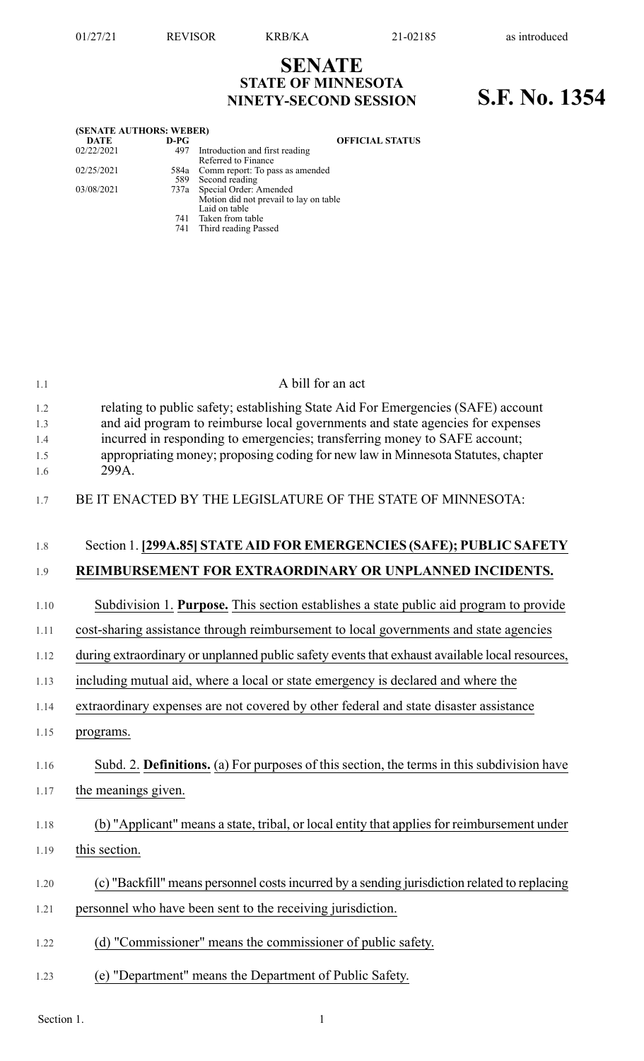01/27/21 REVISOR KRB/KA 21-02185 as introduced

# SENATE
## STATE OF MINNESOTA
## NINETY-SECOND SESSION

# S.F. No. 1354

**(SENATE AUTHORS: WEBER)**

| DATE | D-PG | OFFICIAL STATUS |
|---|---|---|
| 02/22/2021 | 497 | Introduction and first reading<br>Referred to Finance |
| 02/25/2021 | 584a | Comm report: To pass as amended |
| | 589 | Second reading |
| 03/08/2021 | 737a | Special Order: Amended<br>Motion did not prevail to lay on table<br>Laid on table |
| | 741 | Taken from table |
| | 741 | Third reading Passed |

A bill for an act

relating to public safety; establishing State Aid For Emergencies (SAFE) account and aid program to reimburse local governments and state agencies for expenses incurred in responding to emergencies; transferring money to SAFE account; appropriating money; proposing coding for new law in Minnesota Statutes, chapter 299A.

BE IT ENACTED BY THE LEGISLATURE OF THE STATE OF MINNESOTA:

Section 1. **[299A.85] STATE AID FOR EMERGENCIES (SAFE); PUBLIC SAFETY REIMBURSEMENT FOR EXTRAORDINARY OR UNPLANNED INCIDENTS.**

Subdivision 1. **Purpose.** This section establishes a state public aid program to provide cost-sharing assistance through reimbursement to local governments and state agencies during extraordinary or unplanned public safety events that exhaust available local resources, including mutual aid, where a local or state emergency is declared and where the extraordinary expenses are not covered by other federal and state disaster assistance programs.

Subd. 2. **Definitions.** (a) For purposes of this section, the terms in this subdivision have the meanings given.

(b) "Applicant" means a state, tribal, or local entity that applies for reimbursement under this section.

(c) "Backfill" means personnel costs incurred by a sending jurisdiction related to replacing personnel who have been sent to the receiving jurisdiction.

(d) "Commissioner" means the commissioner of public safety.

(e) "Department" means the Department of Public Safety.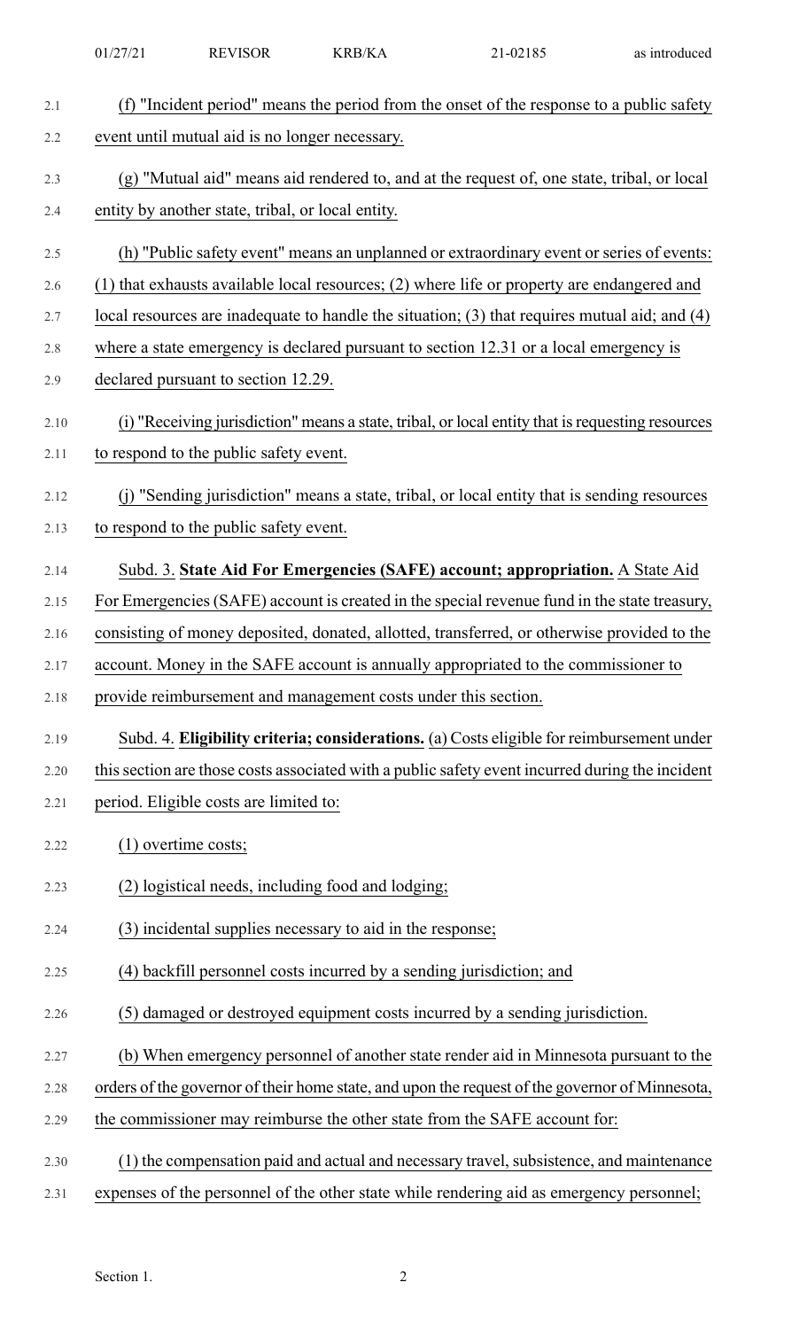(f) "Incident period" means the period from the onset of the response to a public safety event until mutual aid is no longer necessary.

(g) "Mutual aid" means aid rendered to, and at the request of, one state, tribal, or local entity by another state, tribal, or local entity.

(h) "Public safety event" means an unplanned or extraordinary event or series of events: (1) that exhausts available local resources; (2) where life or property are endangered and local resources are inadequate to handle the situation; (3) that requires mutual aid; and (4) where a state emergency is declared pursuant to section 12.31 or a local emergency is declared pursuant to section 12.29.

(i) "Receiving jurisdiction" means a state, tribal, or local entity that is requesting resources to respond to the public safety event.

(j) "Sending jurisdiction" means a state, tribal, or local entity that is sending resources to respond to the public safety event.

Subd. 3. **State Aid For Emergencies (SAFE) account; appropriation.** A State Aid For Emergencies (SAFE) account is created in the special revenue fund in the state treasury, consisting of money deposited, donated, allotted, transferred, or otherwise provided to the account. Money in the SAFE account is annually appropriated to the commissioner to provide reimbursement and management costs under this section.

Subd. 4. **Eligibility criteria; considerations.** (a) Costs eligible for reimbursement under this section are those costs associated with a public safety event incurred during the incident period. Eligible costs are limited to:

(1) overtime costs;

(2) logistical needs, including food and lodging;

(3) incidental supplies necessary to aid in the response;

(4) backfill personnel costs incurred by a sending jurisdiction; and

(5) damaged or destroyed equipment costs incurred by a sending jurisdiction.

(b) When emergency personnel of another state render aid in Minnesota pursuant to the orders of the governor of their home state, and upon the request of the governor of Minnesota, the commissioner may reimburse the other state from the SAFE account for:

(1) the compensation paid and actual and necessary travel, subsistence, and maintenance expenses of the personnel of the other state while rendering aid as emergency personnel;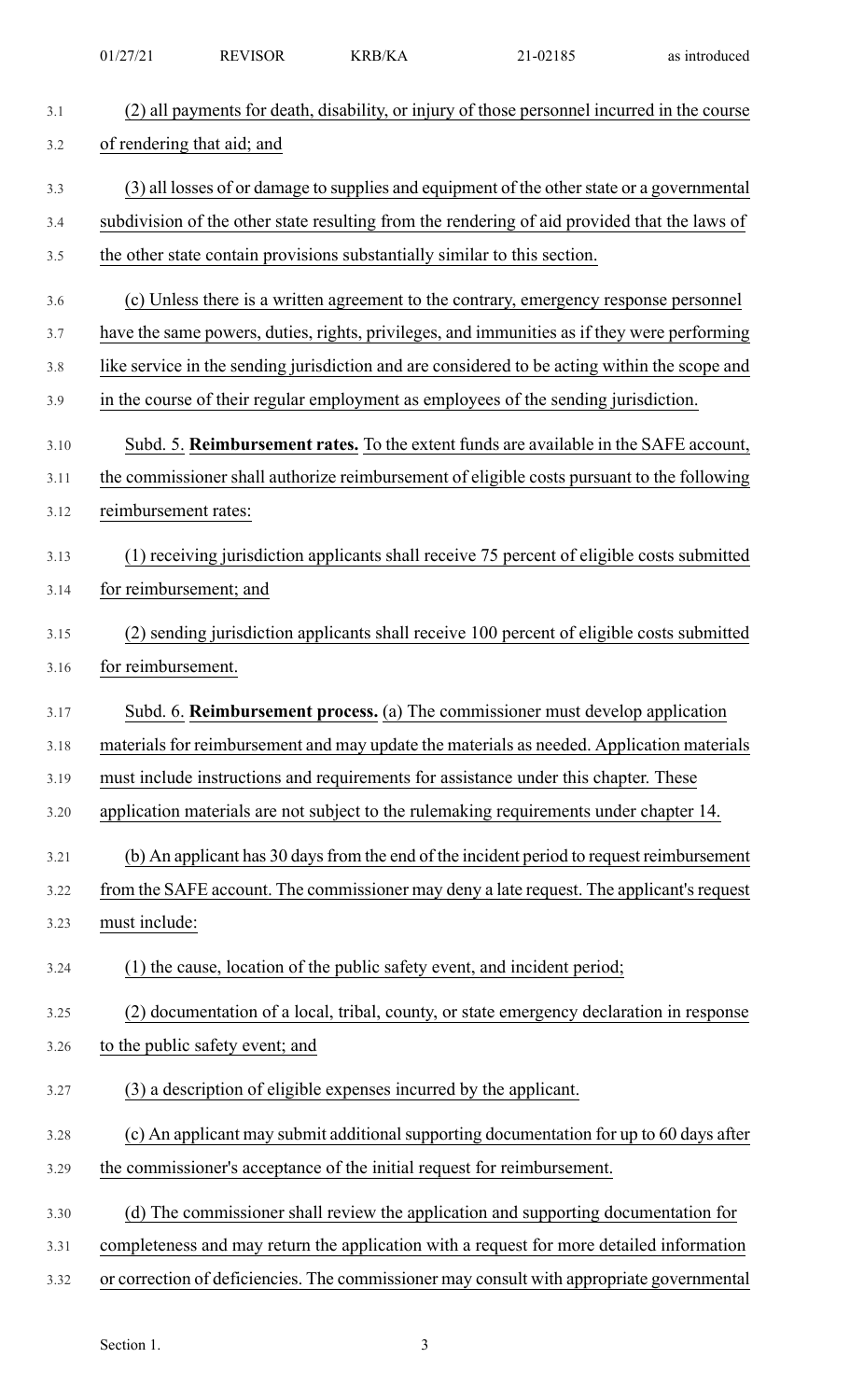(2) all payments for death, disability, or injury of those personnel incurred in the course of rendering that aid; and

(3) all losses of or damage to supplies and equipment of the other state or a governmental subdivision of the other state resulting from the rendering of aid provided that the laws of the other state contain provisions substantially similar to this section.

(c) Unless there is a written agreement to the contrary, emergency response personnel have the same powers, duties, rights, privileges, and immunities as if they were performing like service in the sending jurisdiction and are considered to be acting within the scope and in the course of their regular employment as employees of the sending jurisdiction.

Subd. 5. **Reimbursement rates.** To the extent funds are available in the SAFE account, the commissioner shall authorize reimbursement of eligible costs pursuant to the following reimbursement rates:

(1) receiving jurisdiction applicants shall receive 75 percent of eligible costs submitted for reimbursement; and

(2) sending jurisdiction applicants shall receive 100 percent of eligible costs submitted for reimbursement.

Subd. 6. **Reimbursement process.** (a) The commissioner must develop application materials for reimbursement and may update the materials as needed. Application materials must include instructions and requirements for assistance under this chapter. These application materials are not subject to the rulemaking requirements under chapter 14.

(b) An applicant has 30 days from the end of the incident period to request reimbursement from the SAFE account. The commissioner may deny a late request. The applicant's request must include:

(1) the cause, location of the public safety event, and incident period;

(2) documentation of a local, tribal, county, or state emergency declaration in response to the public safety event; and

(3) a description of eligible expenses incurred by the applicant.

(c) An applicant may submit additional supporting documentation for up to 60 days after the commissioner's acceptance of the initial request for reimbursement.

(d) The commissioner shall review the application and supporting documentation for completeness and may return the application with a request for more detailed information or correction of deficiencies. The commissioner may consult with appropriate governmental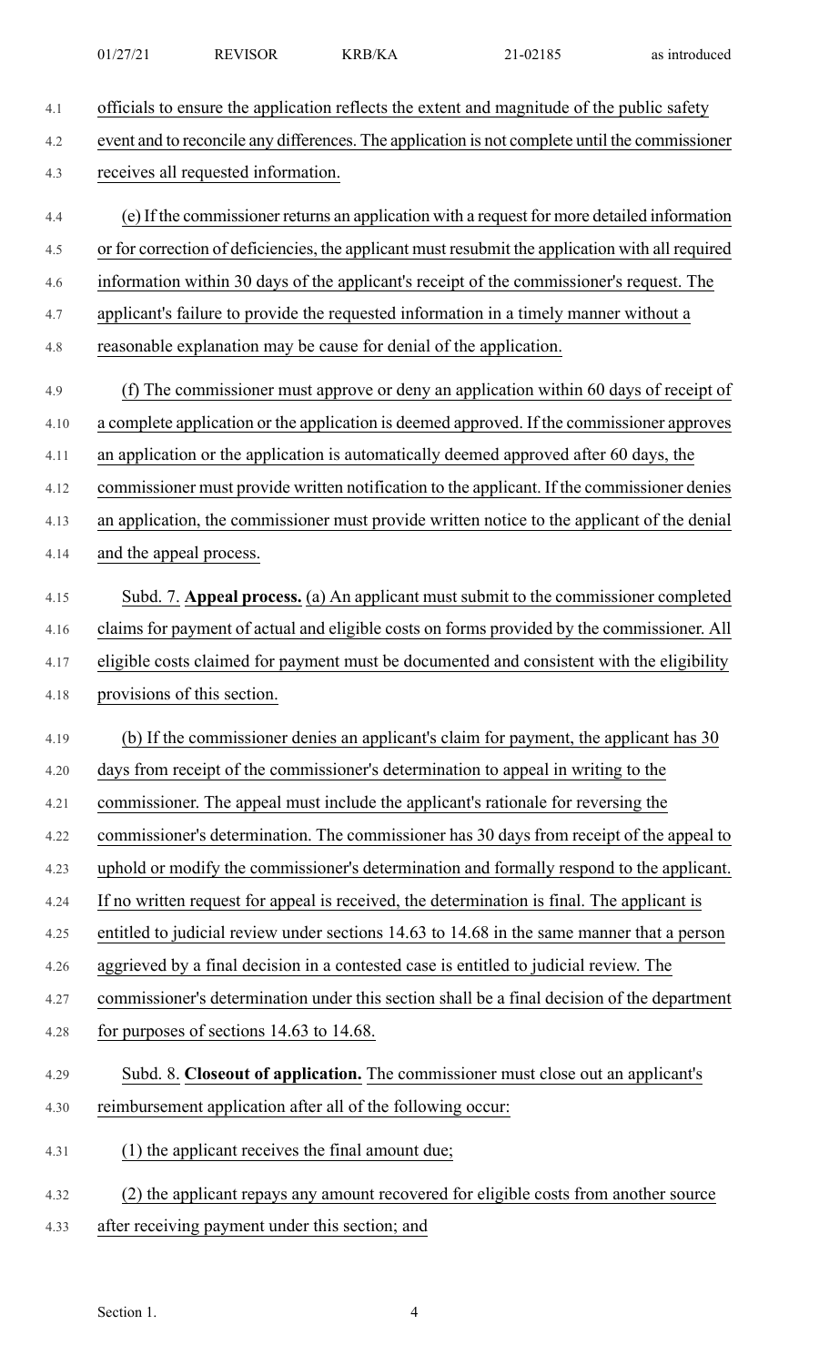officials to ensure the application reflects the extent and magnitude of the public safety event and to reconcile any differences. The application is not complete until the commissioner receives all requested information.

(e) If the commissioner returns an application with a request for more detailed information or for correction of deficiencies, the applicant must resubmit the application with all required information within 30 days of the applicant's receipt of the commissioner's request. The applicant's failure to provide the requested information in a timely manner without a reasonable explanation may be cause for denial of the application.

(f) The commissioner must approve or deny an application within 60 days of receipt of a complete application or the application is deemed approved. If the commissioner approves an application or the application is automatically deemed approved after 60 days, the commissioner must provide written notification to the applicant. If the commissioner denies an application, the commissioner must provide written notice to the applicant of the denial and the appeal process.

Subd. 7. **Appeal process.** (a) An applicant must submit to the commissioner completed claims for payment of actual and eligible costs on forms provided by the commissioner. All eligible costs claimed for payment must be documented and consistent with the eligibility provisions of this section.

(b) If the commissioner denies an applicant's claim for payment, the applicant has 30 days from receipt of the commissioner's determination to appeal in writing to the commissioner. The appeal must include the applicant's rationale for reversing the commissioner's determination. The commissioner has 30 days from receipt of the appeal to uphold or modify the commissioner's determination and formally respond to the applicant. If no written request for appeal is received, the determination is final. The applicant is entitled to judicial review under sections 14.63 to 14.68 in the same manner that a person aggrieved by a final decision in a contested case is entitled to judicial review. The commissioner's determination under this section shall be a final decision of the department for purposes of sections 14.63 to 14.68.

Subd. 8. **Closeout of application.** The commissioner must close out an applicant's reimbursement application after all of the following occur:

(1) the applicant receives the final amount due;

(2) the applicant repays any amount recovered for eligible costs from another source after receiving payment under this section; and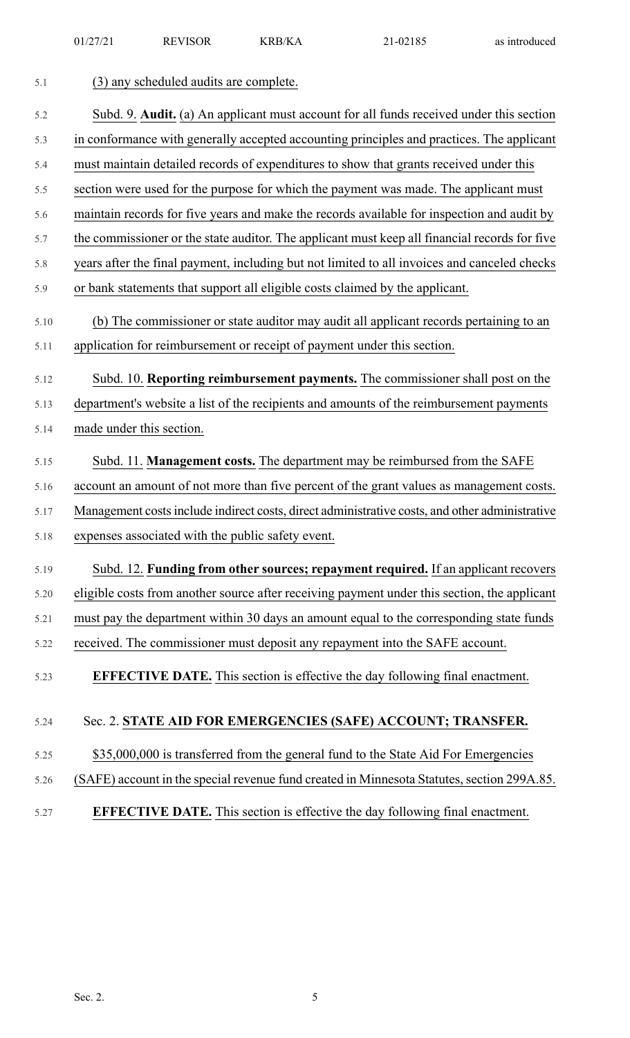(3) any scheduled audits are complete.

Subd. 9. **Audit.** (a) An applicant must account for all funds received under this section in conformance with generally accepted accounting principles and practices. The applicant must maintain detailed records of expenditures to show that grants received under this section were used for the purpose for which the payment was made. The applicant must maintain records for five years and make the records available for inspection and audit by the commissioner or the state auditor. The applicant must keep all financial records for five years after the final payment, including but not limited to all invoices and canceled checks or bank statements that support all eligible costs claimed by the applicant.

(b) The commissioner or state auditor may audit all applicant records pertaining to an application for reimbursement or receipt of payment under this section.

Subd. 10. **Reporting reimbursement payments.** The commissioner shall post on the department's website a list of the recipients and amounts of the reimbursement payments made under this section.

Subd. 11. **Management costs.** The department may be reimbursed from the SAFE account an amount of not more than five percent of the grant values as management costs. Management costs include indirect costs, direct administrative costs, and other administrative expenses associated with the public safety event.

Subd. 12. **Funding from other sources; repayment required.** If an applicant recovers eligible costs from another source after receiving payment under this section, the applicant must pay the department within 30 days an amount equal to the corresponding state funds received. The commissioner must deposit any repayment into the SAFE account.

**EFFECTIVE DATE.** This section is effective the day following final enactment.

Sec. 2. **STATE AID FOR EMERGENCIES (SAFE) ACCOUNT; TRANSFER.**

$35,000,000 is transferred from the general fund to the State Aid For Emergencies (SAFE) account in the special revenue fund created in Minnesota Statutes, section 299A.85.

**EFFECTIVE DATE.** This section is effective the day following final enactment.